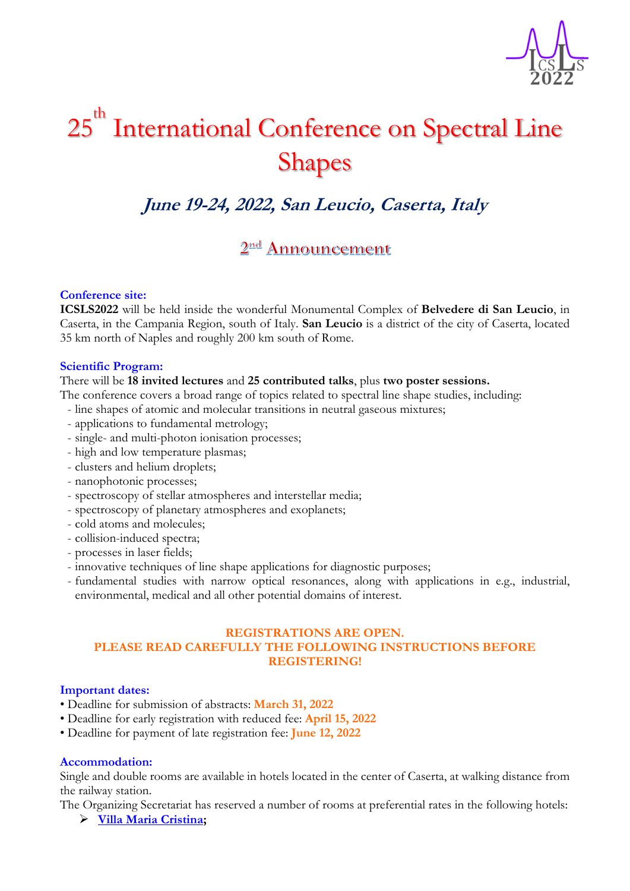# 25th International Conference on Spectral Line Shapes

## *June 19-24, 2022, San Leucio, Caserta, Italy*

### 2nd Announcement

**Conference site:**

**ICSLS2022** will be held inside the wonderful Monumental Complex of **Belvedere di San Leucio**, in Caserta, in the Campania Region, south of Italy. **San Leucio** is a district of the city of Caserta, located 35 km north of Naples and roughly 200 km south of Rome.

**Scientific Program:**

There will be **18 invited lectures** and **25 contributed talks**, plus **two poster sessions.**

The conference covers a broad range of topics related to spectral line shape studies, including:

- line shapes of atomic and molecular transitions in neutral gaseous mixtures;
- applications to fundamental metrology;
- single- and multi-photon ionisation processes;
- high and low temperature plasmas;
- clusters and helium droplets;
- nanophotonic processes;
- spectroscopy of stellar atmospheres and interstellar media;
- spectroscopy of planetary atmospheres and exoplanets;
- cold atoms and molecules;
- collision-induced spectra;
- processes in laser fields;
- innovative techniques of line shape applications for diagnostic purposes;
- fundamental studies with narrow optical resonances, along with applications in e.g., industrial, environmental, medical and all other potential domains of interest.

**REGISTRATIONS ARE OPEN.**
**PLEASE READ CAREFULLY THE FOLLOWING INSTRUCTIONS BEFORE REGISTERING!**

**Important dates:**

- Deadline for submission of abstracts: **March 31, 2022**
- Deadline for early registration with reduced fee: **April 15, 2022**
- Deadline for payment of late registration fee: **June 12, 2022**

**Accommodation:**

Single and double rooms are available in hotels located in the center of Caserta, at walking distance from the railway station.

The Organizing Secretariat has reserved a number of rooms at preferential rates in the following hotels:

- **Villa Maria Cristina;**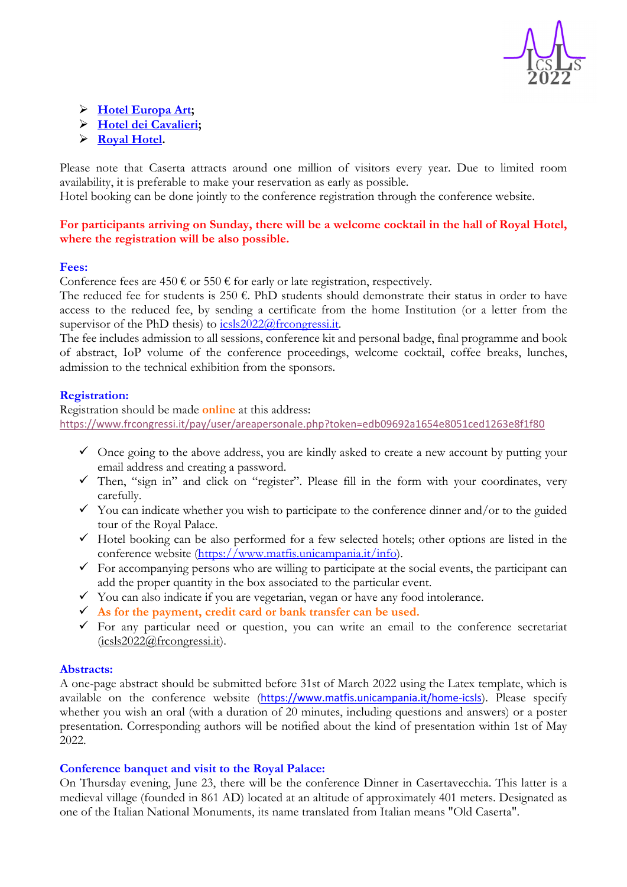- **Hotel Europa Art**;
- **Hotel dei Cavalieri**;
- **Royal Hotel**.

Please note that Caserta attracts around one million of visitors every year. Due to limited room availability, it is preferable to make your reservation as early as possible.
Hotel booking can be done jointly to the conference registration through the conference website.

**For participants arriving on Sunday, there will be a welcome cocktail in the hall of Royal Hotel, where the registration will be also possible.**

**Fees:**
Conference fees are 450 € or 550 € for early or late registration, respectively.
The reduced fee for students is 250 €. PhD students should demonstrate their status in order to have access to the reduced fee, by sending a certificate from the home Institution (or a letter from the supervisor of the PhD thesis) to icsls2022@frcongressi.it.
The fee includes admission to all sessions, conference kit and personal badge, final programme and book of abstract, IoP volume of the conference proceedings, welcome cocktail, coffee breaks, lunches, admission to the technical exhibition from the sponsors.

**Registration:**
Registration should be made **online** at this address:
https://www.frcongressi.it/pay/user/areapersonale.php?token=edb09692a1654e8051ced1263e8f1f80

- Once going to the above address, you are kindly asked to create a new account by putting your email address and creating a password.
- Then, "sign in" and click on "register". Please fill in the form with your coordinates, very carefully.
- You can indicate whether you wish to participate to the conference dinner and/or to the guided tour of the Royal Palace.
- Hotel booking can be also performed for a few selected hotels; other options are listed in the conference website (https://www.matfis.unicampania.it/info).
- For accompanying persons who are willing to participate at the social events, the participant can add the proper quantity in the box associated to the particular event.
- You can also indicate if you are vegetarian, vegan or have any food intolerance.
- **As for the payment, credit card or bank transfer can be used.**
- For any particular need or question, you can write an email to the conference secretariat (icsls2022@frcongressi.it).

**Abstracts:**
A one-page abstract should be submitted before 31st of March 2022 using the Latex template, which is available on the conference website (https://www.matfis.unicampania.it/home-icsls). Please specify whether you wish an oral (with a duration of 20 minutes, including questions and answers) or a poster presentation. Corresponding authors will be notified about the kind of presentation within 1st of May 2022.

**Conference banquet and visit to the Royal Palace:**
On Thursday evening, June 23, there will be the conference Dinner in Casertavecchia. This latter is a medieval village (founded in 861 AD) located at an altitude of approximately 401 meters. Designated as one of the Italian National Monuments, its name translated from Italian means "Old Caserta".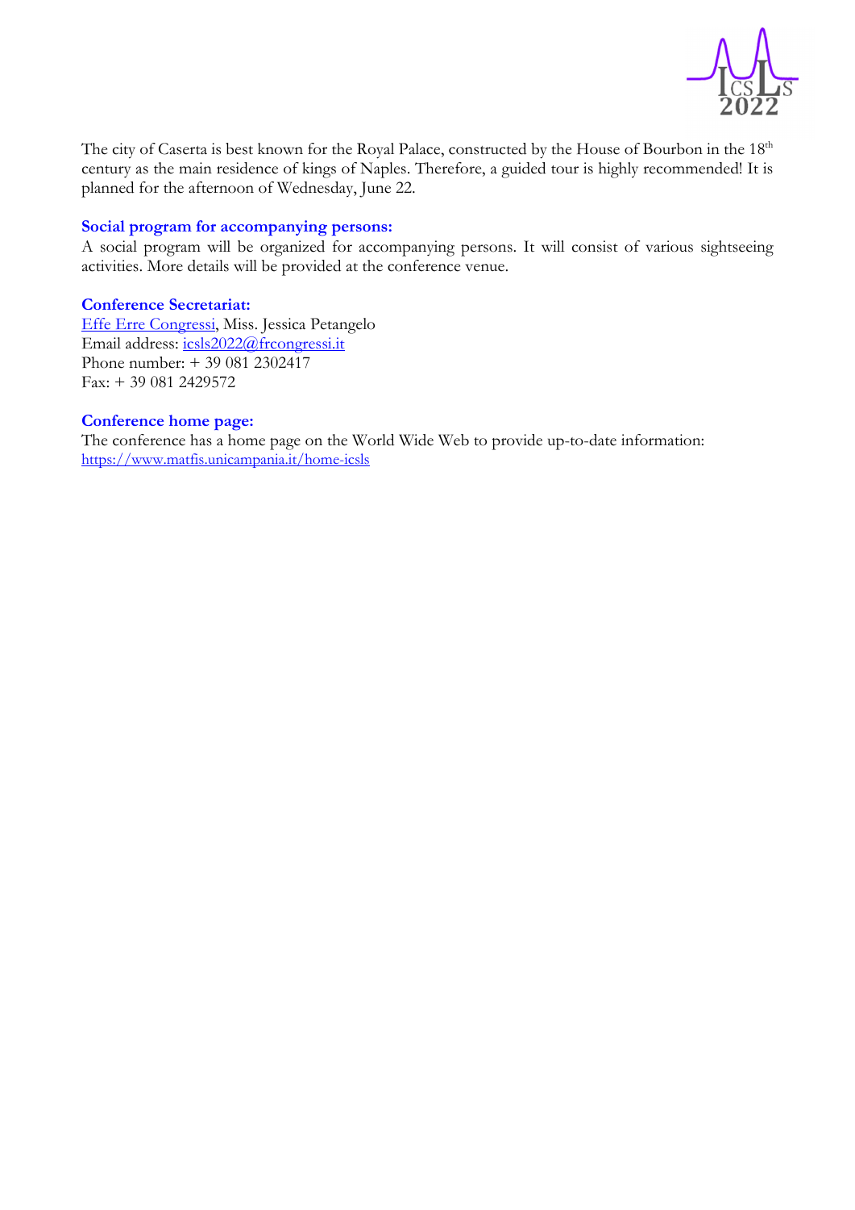The city of Caserta is best known for the Royal Palace, constructed by the House of Bourbon in the 18th century as the main residence of kings of Naples. Therefore, a guided tour is highly recommended! It is planned for the afternoon of Wednesday, June 22.

**Social program for accompanying persons:**

A social program will be organized for accompanying persons. It will consist of various sightseeing activities. More details will be provided at the conference venue.

**Conference Secretariat:**

Effe Erre Congressi, Miss. Jessica Petangelo
Email address: icsls2022@frcongressi.it
Phone number: + 39 081 2302417
Fax: + 39 081 2429572

**Conference home page:**

The conference has a home page on the World Wide Web to provide up-to-date information:
https://www.matfis.unicampania.it/home-icsls